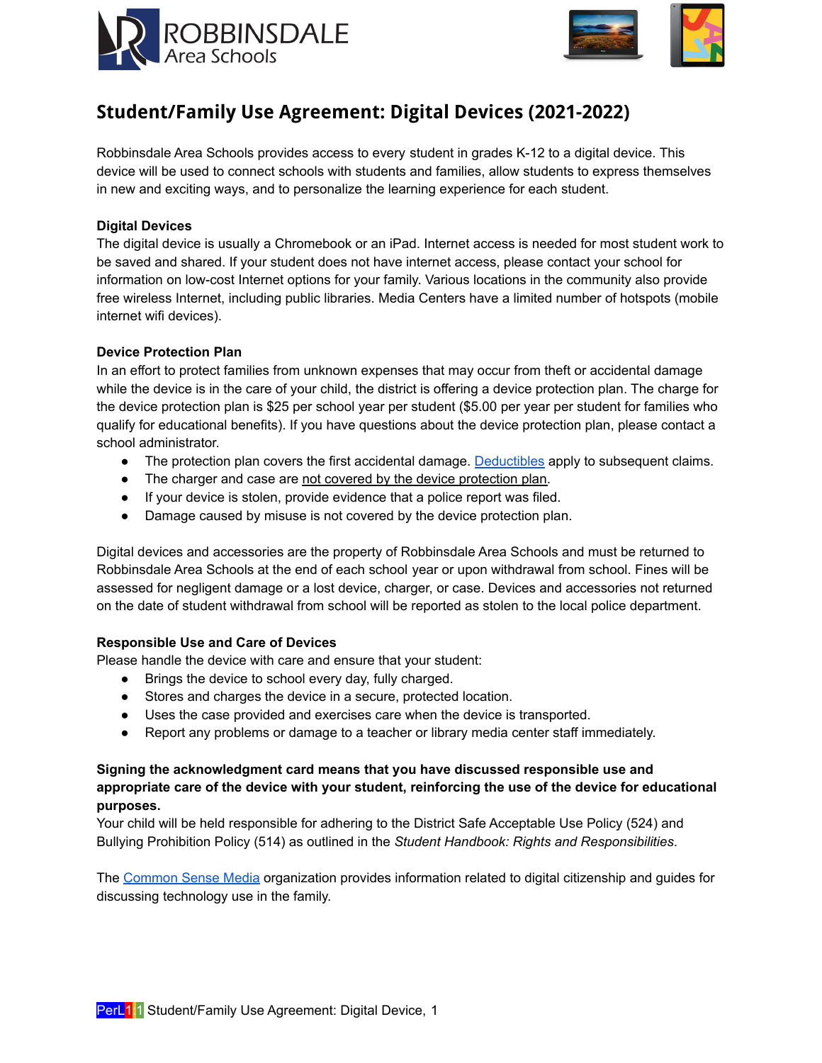ROBBINSDALE Area Schools

# Student/Family Use Agreement: Digital Devices (2021-2022)

Robbinsdale Area Schools provides access to every student in grades K-12 to a digital device. This device will be used to connect schools with students and families, allow students to express themselves in new and exciting ways, and to personalize the learning experience for each student.

**Digital Devices**

The digital device is usually a Chromebook or an iPad. Internet access is needed for most student work to be saved and shared. If your student does not have internet access, please contact your school for information on low-cost Internet options for your family. Various locations in the community also provide free wireless Internet, including public libraries. Media Centers have a limited number of hotspots (mobile internet wifi devices).

**Device Protection Plan**

In an effort to protect families from unknown expenses that may occur from theft or accidental damage while the device is in the care of your child, the district is offering a device protection plan. The charge for the device protection plan is $25 per school year per student ($5.00 per year per student for families who qualify for educational benefits). If you have questions about the device protection plan, please contact a school administrator.

- The protection plan covers the first accidental damage. Deductibles apply to subsequent claims.
- The charger and case are not covered by the device protection plan.
- If your device is stolen, provide evidence that a police report was filed.
- Damage caused by misuse is not covered by the device protection plan.

Digital devices and accessories are the property of Robbinsdale Area Schools and must be returned to Robbinsdale Area Schools at the end of each school year or upon withdrawal from school. Fines will be assessed for negligent damage or a lost device, charger, or case. Devices and accessories not returned on the date of student withdrawal from school will be reported as stolen to the local police department.

**Responsible Use and Care of Devices**

Please handle the device with care and ensure that your student:

- Brings the device to school every day, fully charged.
- Stores and charges the device in a secure, protected location.
- Uses the case provided and exercises care when the device is transported.
- Report any problems or damage to a teacher or library media center staff immediately.

**Signing the acknowledgment card means that you have discussed responsible use and appropriate care of the device with your student, reinforcing the use of the device for educational purposes.**

Your child will be held responsible for adhering to the District Safe Acceptable Use Policy (524) and Bullying Prohibition Policy (514) as outlined in the *Student Handbook: Rights and Responsibilities*.

The Common Sense Media organization provides information related to digital citizenship and guides for discussing technology use in the family.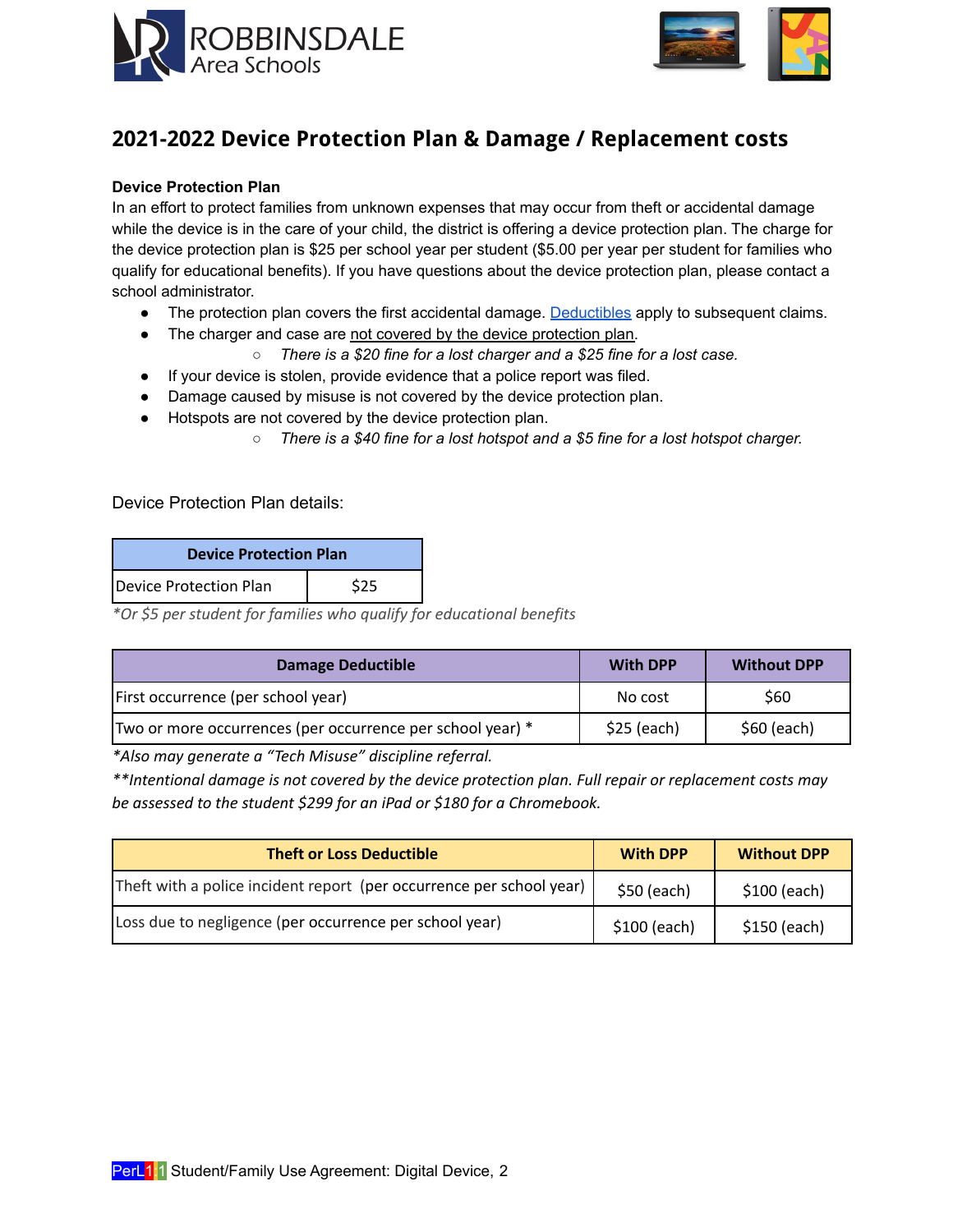ROBBINSDALE Area Schools

# 2021-2022 Device Protection Plan & Damage / Replacement costs

**Device Protection Plan**

In an effort to protect families from unknown expenses that may occur from theft or accidental damage while the device is in the care of your child, the district is offering a device protection plan. The charge for the device protection plan is $25 per school year per student ($5.00 per year per student for families who qualify for educational benefits). If you have questions about the device protection plan, please contact a school administrator.

- The protection plan covers the first accidental damage. Deductibles apply to subsequent claims.
- The charger and case are not covered by the device protection plan.
  - *There is a $20 fine for a lost charger and a $25 fine for a lost case.*
- If your device is stolen, provide evidence that a police report was filed.
- Damage caused by misuse is not covered by the device protection plan.
- Hotspots are not covered by the device protection plan.
  - *There is a $40 fine for a lost hotspot and a $5 fine for a lost hotspot charger.*

Device Protection Plan details:

| Device Protection Plan | |
|---|---|
| Device Protection Plan | $25 |

*\*Or $5 per student for families who qualify for educational benefits*

| Damage Deductible | With DPP | Without DPP |
|---|---|---|
| First occurrence (per school year) | No cost | $60 |
| Two or more occurrences (per occurrence per school year) * | $25 (each) | $60 (each) |

*\*Also may generate a "Tech Misuse" discipline referral.*

*\*\*Intentional damage is not covered by the device protection plan. Full repair or replacement costs may be assessed to the student $299 for an iPad or $180 for a Chromebook.*

| Theft or Loss Deductible | With DPP | Without DPP |
|---|---|---|
| Theft with a police incident report (per occurrence per school year) | $50 (each) | $100 (each) |
| Loss due to negligence (per occurrence per school year) | $100 (each) | $150 (each) |